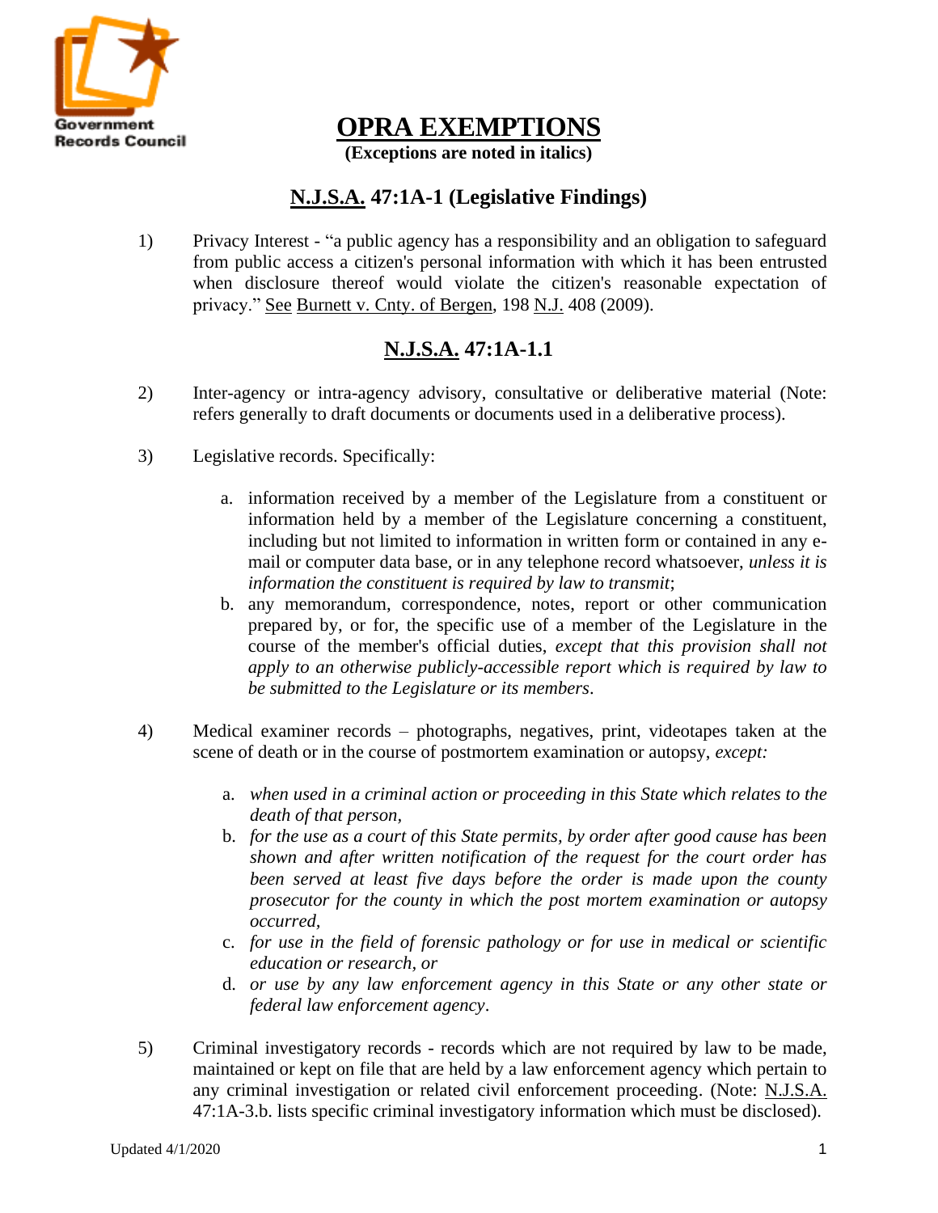Government Records Council

# OPRA EXEMPTIONS

**(Exceptions are noted in italics)**

## N.J.S.A. 47:1A-1 (Legislative Findings)

1) Privacy Interest - "a public agency has a responsibility and an obligation to safeguard from public access a citizen's personal information with which it has been entrusted when disclosure thereof would violate the citizen's reasonable expectation of privacy." See Burnett v. Cnty. of Bergen, 198 N.J. 408 (2009).

## N.J.S.A. 47:1A-1.1

2) Inter-agency or intra-agency advisory, consultative or deliberative material (Note: refers generally to draft documents or documents used in a deliberative process).

3) Legislative records. Specifically:

   a. information received by a member of the Legislature from a constituent or information held by a member of the Legislature concerning a constituent, including but not limited to information in written form or contained in any e-mail or computer data base, or in any telephone record whatsoever, *unless it is information the constituent is required by law to transmit*;

   b. any memorandum, correspondence, notes, report or other communication prepared by, or for, the specific use of a member of the Legislature in the course of the member's official duties, *except that this provision shall not apply to an otherwise publicly-accessible report which is required by law to be submitted to the Legislature or its members*.

4) Medical examiner records – photographs, negatives, print, videotapes taken at the scene of death or in the course of postmortem examination or autopsy, *except:*

   a. *when used in a criminal action or proceeding in this State which relates to the death of that person,*

   b. *for the use as a court of this State permits, by order after good cause has been shown and after written notification of the request for the court order has been served at least five days before the order is made upon the county prosecutor for the county in which the post mortem examination or autopsy occurred,*

   c. *for use in the field of forensic pathology or for use in medical or scientific education or research, or*

   d. *or use by any law enforcement agency in this State or any other state or federal law enforcement agency*.

5) Criminal investigatory records - records which are not required by law to be made, maintained or kept on file that are held by a law enforcement agency which pertain to any criminal investigation or related civil enforcement proceeding. (Note: N.J.S.A. 47:1A-3.b. lists specific criminal investigatory information which must be disclosed).

Updated 4/1/2020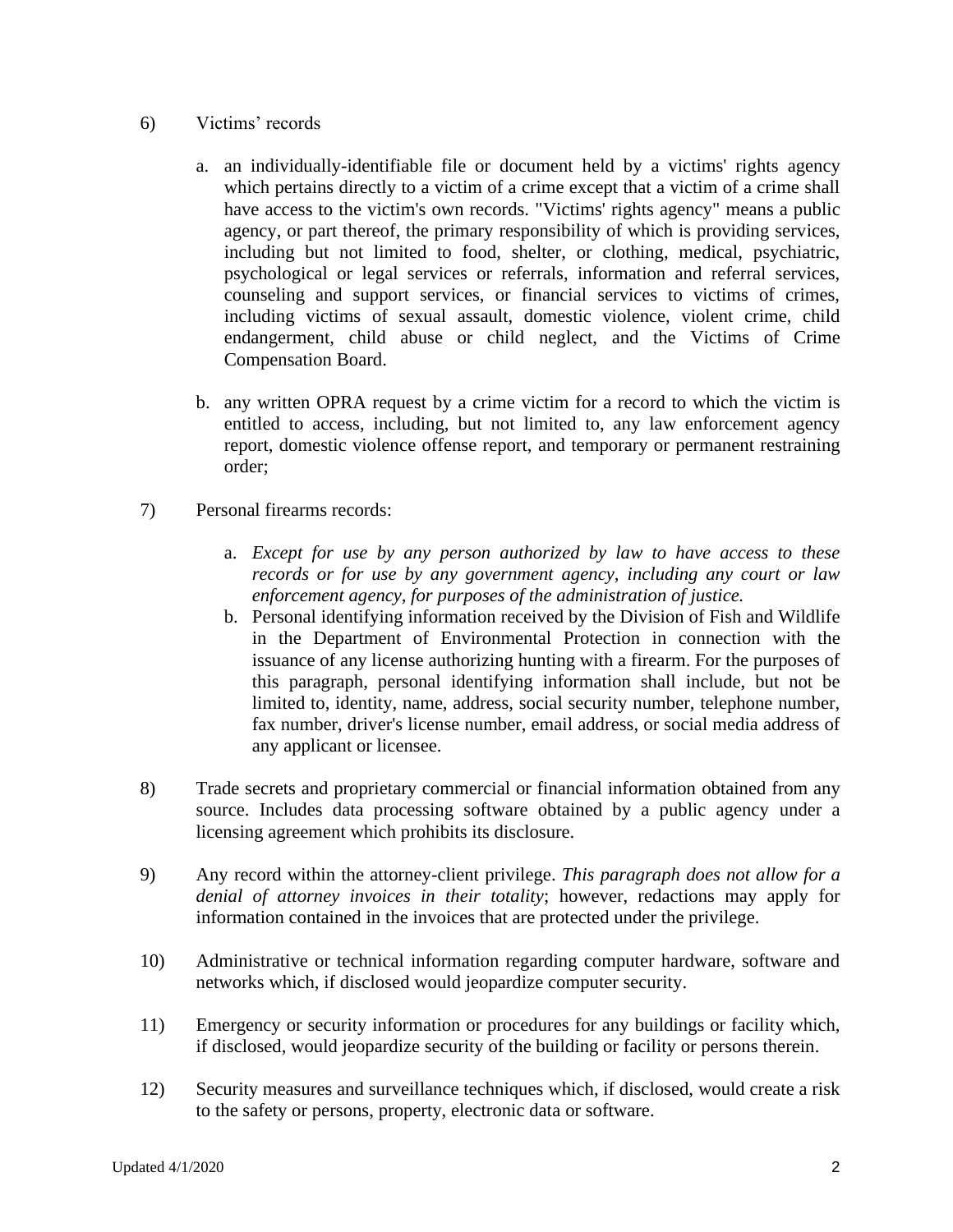6) Victims' records

   a. an individually-identifiable file or document held by a victims' rights agency which pertains directly to a victim of a crime except that a victim of a crime shall have access to the victim's own records. "Victims' rights agency" means a public agency, or part thereof, the primary responsibility of which is providing services, including but not limited to food, shelter, or clothing, medical, psychiatric, psychological or legal services or referrals, information and referral services, counseling and support services, or financial services to victims of crimes, including victims of sexual assault, domestic violence, violent crime, child endangerment, child abuse or child neglect, and the Victims of Crime Compensation Board.

   b. any written OPRA request by a crime victim for a record to which the victim is entitled to access, including, but not limited to, any law enforcement agency report, domestic violence offense report, and temporary or permanent restraining order;

7) Personal firearms records:

   a. *Except for use by any person authorized by law to have access to these records or for use by any government agency, including any court or law enforcement agency, for purposes of the administration of justice.*
   b. Personal identifying information received by the Division of Fish and Wildlife in the Department of Environmental Protection in connection with the issuance of any license authorizing hunting with a firearm. For the purposes of this paragraph, personal identifying information shall include, but not be limited to, identity, name, address, social security number, telephone number, fax number, driver's license number, email address, or social media address of any applicant or licensee.

8) Trade secrets and proprietary commercial or financial information obtained from any source. Includes data processing software obtained by a public agency under a licensing agreement which prohibits its disclosure.

9) Any record within the attorney-client privilege. *This paragraph does not allow for a denial of attorney invoices in their totality*; however, redactions may apply for information contained in the invoices that are protected under the privilege.

10) Administrative or technical information regarding computer hardware, software and networks which, if disclosed would jeopardize computer security.

11) Emergency or security information or procedures for any buildings or facility which, if disclosed, would jeopardize security of the building or facility or persons therein.

12) Security measures and surveillance techniques which, if disclosed, would create a risk to the safety or persons, property, electronic data or software.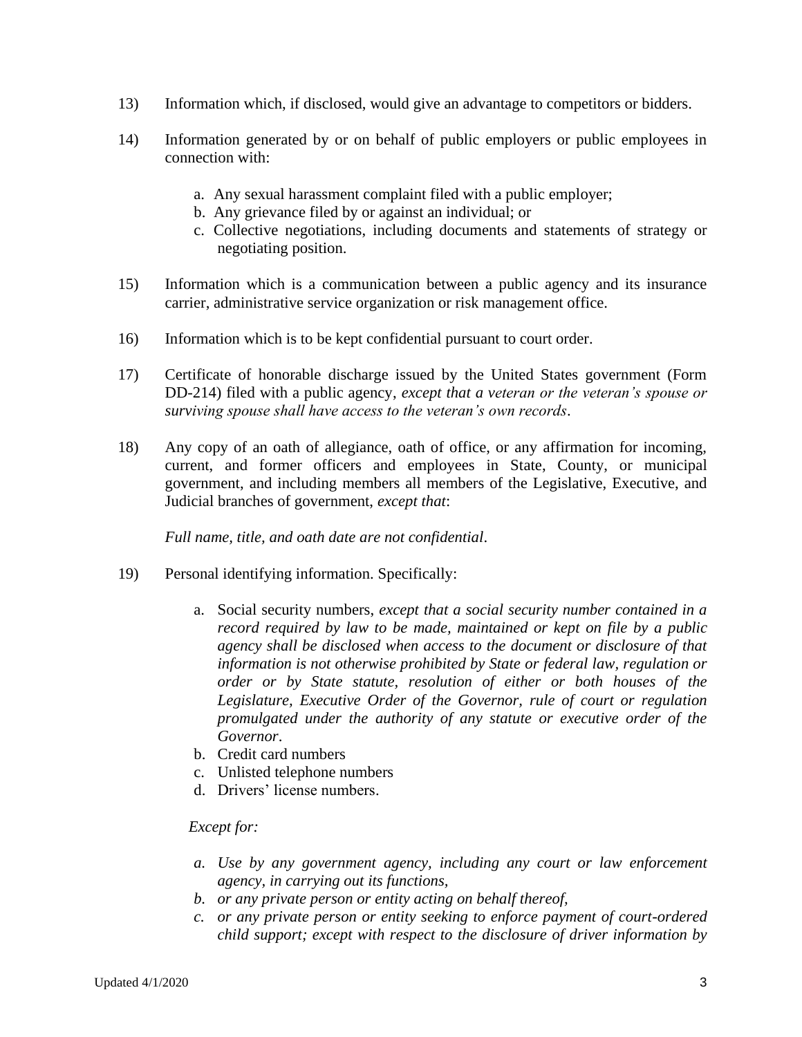13) Information which, if disclosed, would give an advantage to competitors or bidders.

14) Information generated by or on behalf of public employers or public employees in connection with:

   a. Any sexual harassment complaint filed with a public employer;
   b. Any grievance filed by or against an individual; or
   c. Collective negotiations, including documents and statements of strategy or negotiating position.

15) Information which is a communication between a public agency and its insurance carrier, administrative service organization or risk management office.

16) Information which is to be kept confidential pursuant to court order.

17) Certificate of honorable discharge issued by the United States government (Form DD-214) filed with a public agency, *except that a veteran or the veteran's spouse or surviving spouse shall have access to the veteran's own records*.

18) Any copy of an oath of allegiance, oath of office, or any affirmation for incoming, current, and former officers and employees in State, County, or municipal government, and including members all members of the Legislative, Executive, and Judicial branches of government, *except that*:

   *Full name, title, and oath date are not confidential*.

19) Personal identifying information. Specifically:

   a. Social security numbers, *except that a social security number contained in a record required by law to be made, maintained or kept on file by a public agency shall be disclosed when access to the document or disclosure of that information is not otherwise prohibited by State or federal law, regulation or order or by State statute, resolution of either or both houses of the Legislature, Executive Order of the Governor, rule of court or regulation promulgated under the authority of any statute or executive order of the Governor*.
   b. Credit card numbers
   c. Unlisted telephone numbers
   d. Drivers' license numbers.

   *Except for:*

   *a. Use by any government agency, including any court or law enforcement agency, in carrying out its functions,*
   *b. or any private person or entity acting on behalf thereof,*
   *c. or any private person or entity seeking to enforce payment of court-ordered child support; except with respect to the disclosure of driver information by*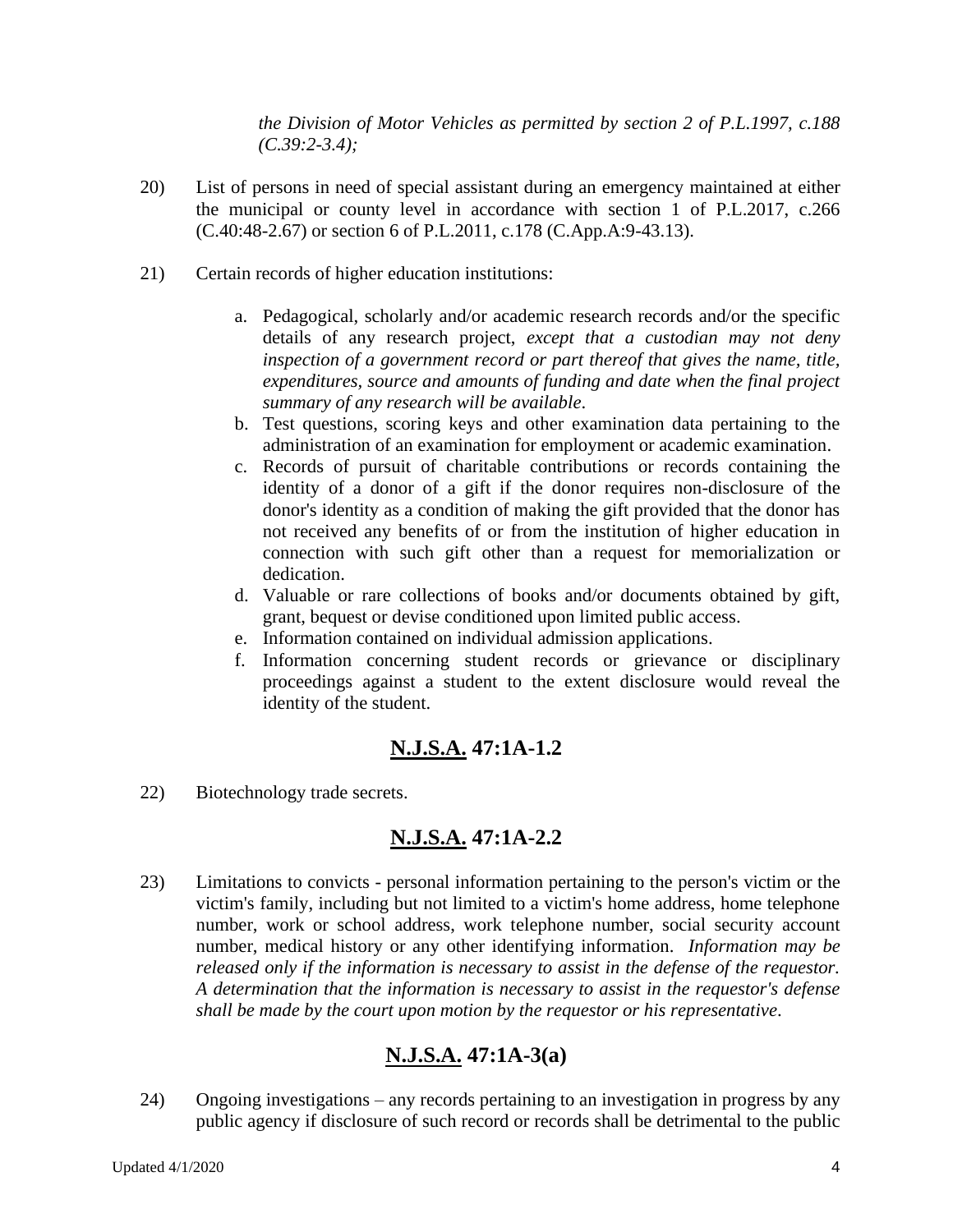*the Division of Motor Vehicles as permitted by section 2 of P.L.1997, c.188 (C.39:2-3.4);*

20) List of persons in need of special assistant during an emergency maintained at either the municipal or county level in accordance with section 1 of P.L.2017, c.266 (C.40:48-2.67) or section 6 of P.L.2011, c.178 (C.App.A:9-43.13).

21) Certain records of higher education institutions:

   a. Pedagogical, scholarly and/or academic research records and/or the specific details of any research project, *except that a custodian may not deny inspection of a government record or part thereof that gives the name, title, expenditures, source and amounts of funding and date when the final project summary of any research will be available*.
   b. Test questions, scoring keys and other examination data pertaining to the administration of an examination for employment or academic examination.
   c. Records of pursuit of charitable contributions or records containing the identity of a donor of a gift if the donor requires non-disclosure of the donor's identity as a condition of making the gift provided that the donor has not received any benefits of or from the institution of higher education in connection with such gift other than a request for memorialization or dedication.
   d. Valuable or rare collections of books and/or documents obtained by gift, grant, bequest or devise conditioned upon limited public access.
   e. Information contained on individual admission applications.
   f. Information concerning student records or grievance or disciplinary proceedings against a student to the extent disclosure would reveal the identity of the student.

## **<u>N.J.S.A.</u> 47:1A-1.2**

22) Biotechnology trade secrets.

## **<u>N.J.S.A.</u> 47:1A-2.2**

23) Limitations to convicts - personal information pertaining to the person's victim or the victim's family, including but not limited to a victim's home address, home telephone number, work or school address, work telephone number, social security account number, medical history or any other identifying information. *Information may be released only if the information is necessary to assist in the defense of the requestor. A determination that the information is necessary to assist in the requestor's defense shall be made by the court upon motion by the requestor or his representative*.

## **<u>N.J.S.A.</u> 47:1A-3(a)**

24) Ongoing investigations – any records pertaining to an investigation in progress by any public agency if disclosure of such record or records shall be detrimental to the public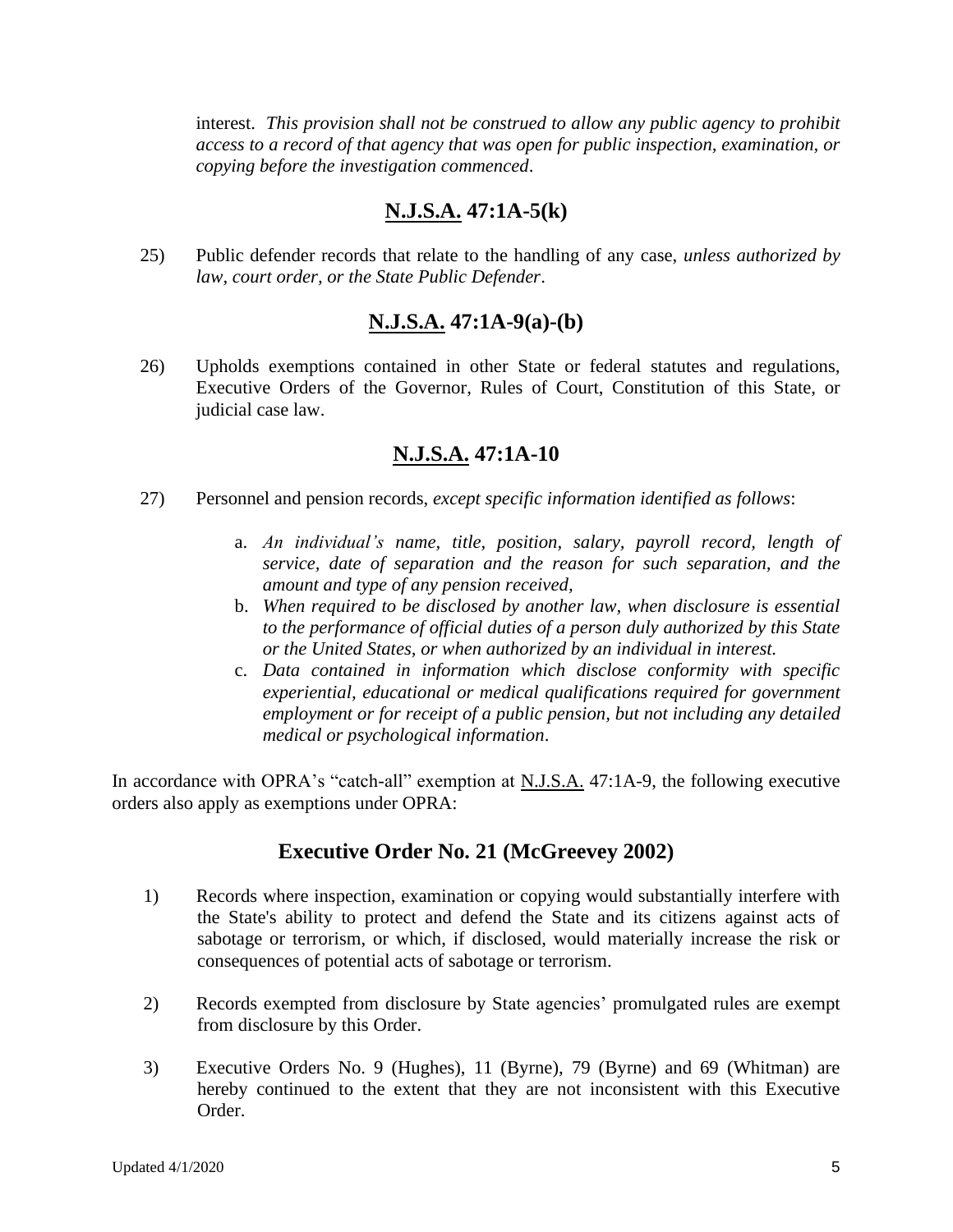interest. *This provision shall not be construed to allow any public agency to prohibit access to a record of that agency that was open for public inspection, examination, or copying before the investigation commenced*.

## **N.J.S.A. 47:1A-5(k)**

25) Public defender records that relate to the handling of any case, *unless authorized by law, court order, or the State Public Defender*.

## **N.J.S.A. 47:1A-9(a)-(b)**

26) Upholds exemptions contained in other State or federal statutes and regulations, Executive Orders of the Governor, Rules of Court, Constitution of this State, or judicial case law.

## **N.J.S.A. 47:1A-10**

27) Personnel and pension records, *except specific information identified as follows*:

a. *An individual's name, title, position, salary, payroll record, length of service, date of separation and the reason for such separation, and the amount and type of any pension received,*

b. *When required to be disclosed by another law, when disclosure is essential to the performance of official duties of a person duly authorized by this State or the United States, or when authorized by an individual in interest.*

c. *Data contained in information which disclose conformity with specific experiential, educational or medical qualifications required for government employment or for receipt of a public pension, but not including any detailed medical or psychological information*.

In accordance with OPRA's "catch-all" exemption at N.J.S.A. 47:1A-9, the following executive orders also apply as exemptions under OPRA:

## **Executive Order No. 21 (McGreevey 2002)**

1) Records where inspection, examination or copying would substantially interfere with the State's ability to protect and defend the State and its citizens against acts of sabotage or terrorism, or which, if disclosed, would materially increase the risk or consequences of potential acts of sabotage or terrorism.

2) Records exempted from disclosure by State agencies' promulgated rules are exempt from disclosure by this Order.

3) Executive Orders No. 9 (Hughes), 11 (Byrne), 79 (Byrne) and 69 (Whitman) are hereby continued to the extent that they are not inconsistent with this Executive Order.

Updated 4/1/2020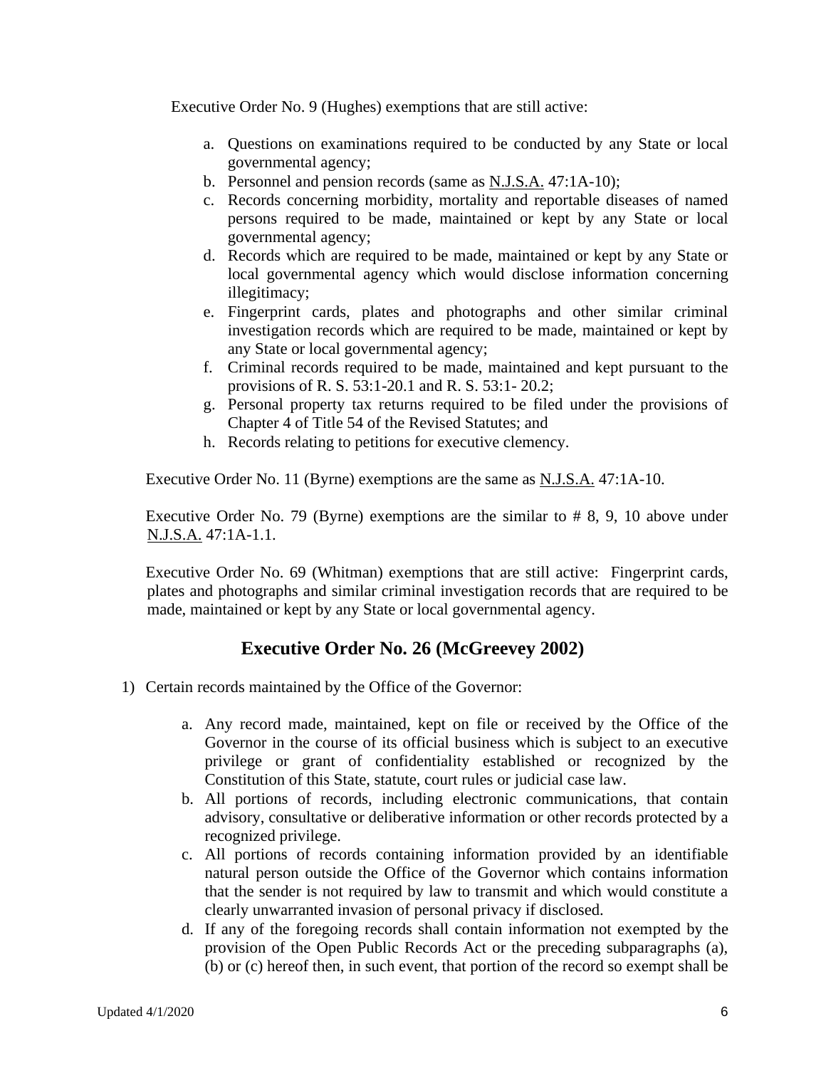Executive Order No. 9 (Hughes) exemptions that are still active:

a. Questions on examinations required to be conducted by any State or local governmental agency;
b. Personnel and pension records (same as N.J.S.A. 47:1A-10);
c. Records concerning morbidity, mortality and reportable diseases of named persons required to be made, maintained or kept by any State or local governmental agency;
d. Records which are required to be made, maintained or kept by any State or local governmental agency which would disclose information concerning illegitimacy;
e. Fingerprint cards, plates and photographs and other similar criminal investigation records which are required to be made, maintained or kept by any State or local governmental agency;
f. Criminal records required to be made, maintained and kept pursuant to the provisions of R. S. 53:1-20.1 and R. S. 53:1- 20.2;
g. Personal property tax returns required to be filed under the provisions of Chapter 4 of Title 54 of the Revised Statutes; and
h. Records relating to petitions for executive clemency.

Executive Order No. 11 (Byrne) exemptions are the same as N.J.S.A. 47:1A-10.

Executive Order No. 79 (Byrne) exemptions are the similar to # 8, 9, 10 above under N.J.S.A. 47:1A-1.1.

Executive Order No. 69 (Whitman) exemptions that are still active: Fingerprint cards, plates and photographs and similar criminal investigation records that are required to be made, maintained or kept by any State or local governmental agency.

## Executive Order No. 26 (McGreevey 2002)

1) Certain records maintained by the Office of the Governor:

   a. Any record made, maintained, kept on file or received by the Office of the Governor in the course of its official business which is subject to an executive privilege or grant of confidentiality established or recognized by the Constitution of this State, statute, court rules or judicial case law.
   b. All portions of records, including electronic communications, that contain advisory, consultative or deliberative information or other records protected by a recognized privilege.
   c. All portions of records containing information provided by an identifiable natural person outside the Office of the Governor which contains information that the sender is not required by law to transmit and which would constitute a clearly unwarranted invasion of personal privacy if disclosed.
   d. If any of the foregoing records shall contain information not exempted by the provision of the Open Public Records Act or the preceding subparagraphs (a), (b) or (c) hereof then, in such event, that portion of the record so exempt shall be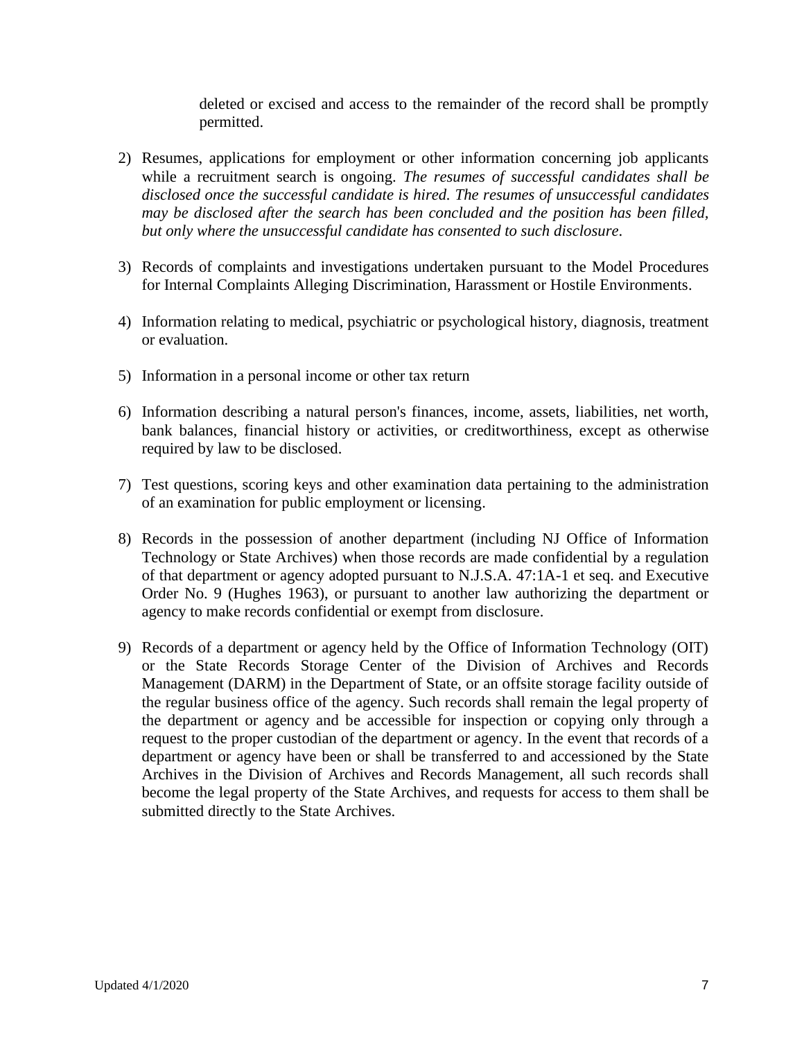deleted or excised and access to the remainder of the record shall be promptly permitted.

2) Resumes, applications for employment or other information concerning job applicants while a recruitment search is ongoing. *The resumes of successful candidates shall be disclosed once the successful candidate is hired. The resumes of unsuccessful candidates may be disclosed after the search has been concluded and the position has been filled, but only where the unsuccessful candidate has consented to such disclosure*.

3) Records of complaints and investigations undertaken pursuant to the Model Procedures for Internal Complaints Alleging Discrimination, Harassment or Hostile Environments.

4) Information relating to medical, psychiatric or psychological history, diagnosis, treatment or evaluation.

5) Information in a personal income or other tax return

6) Information describing a natural person's finances, income, assets, liabilities, net worth, bank balances, financial history or activities, or creditworthiness, except as otherwise required by law to be disclosed.

7) Test questions, scoring keys and other examination data pertaining to the administration of an examination for public employment or licensing.

8) Records in the possession of another department (including NJ Office of Information Technology or State Archives) when those records are made confidential by a regulation of that department or agency adopted pursuant to N.J.S.A. 47:1A-1 et seq. and Executive Order No. 9 (Hughes 1963), or pursuant to another law authorizing the department or agency to make records confidential or exempt from disclosure.

9) Records of a department or agency held by the Office of Information Technology (OIT) or the State Records Storage Center of the Division of Archives and Records Management (DARM) in the Department of State, or an offsite storage facility outside of the regular business office of the agency. Such records shall remain the legal property of the department or agency and be accessible for inspection or copying only through a request to the proper custodian of the department or agency. In the event that records of a department or agency have been or shall be transferred to and accessioned by the State Archives in the Division of Archives and Records Management, all such records shall become the legal property of the State Archives, and requests for access to them shall be submitted directly to the State Archives.